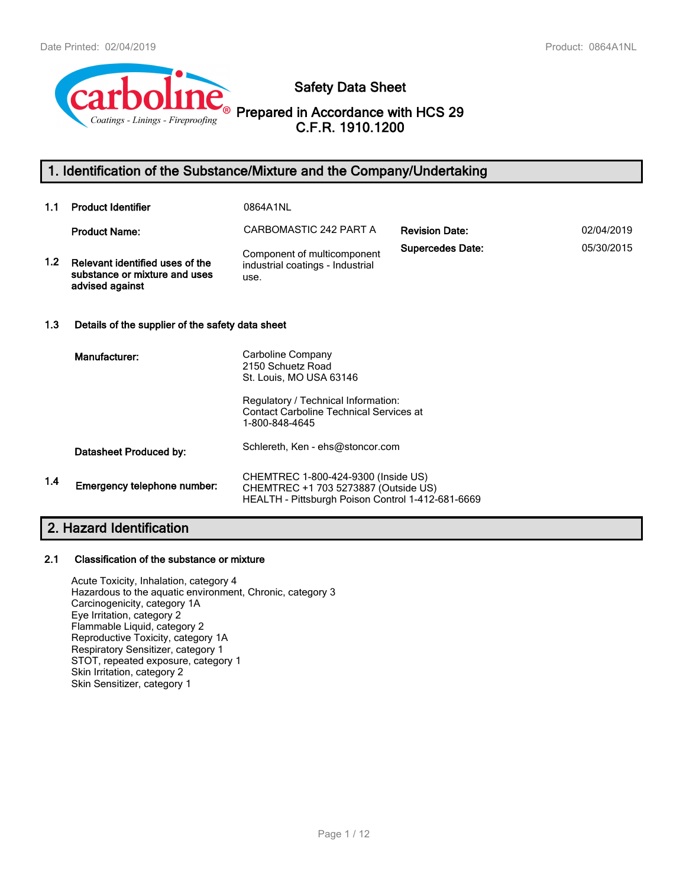# Safety Data Sheet

## Prepared in Accordance with HCS 29 C.F.R. 1910.1200

## 1. Identification of the Substance/Mixture and the Company/Undertaking

**1.1 Product Identifier** 0864A1NL

**Product Name:** CARBOMASTIC 242 PART A

**Revision Date:** 02/04/2019

**Supercedes Date:** 05/30/2015

**1.2 Relevant identified uses of the substance or mixture and uses advised against** Component of multicomponent industrial coatings - Industrial use.

**1.3 Details of the supplier of the safety data sheet**

**Manufacturer:**
Carboline Company
2150 Schuetz Road
St. Louis, MO USA 63146

Regulatory / Technical Information:
Contact Carboline Technical Services at
1-800-848-4645

**Datasheet Produced by:** Schlereth, Ken - ehs@stoncor.com

**1.4 Emergency telephone number:**
CHEMTREC 1-800-424-9300 (Inside US)
CHEMTREC +1 703 5273887 (Outside US)
HEALTH - Pittsburgh Poison Control 1-412-681-6669

## 2. Hazard Identification

**2.1 Classification of the substance or mixture**

Acute Toxicity, Inhalation, category 4
Hazardous to the aquatic environment, Chronic, category 3
Carcinogenicity, category 1A
Eye Irritation, category 2
Flammable Liquid, category 2
Reproductive Toxicity, category 1A
Respiratory Sensitizer, category 1
STOT, repeated exposure, category 1
Skin Irritation, category 2
Skin Sensitizer, category 1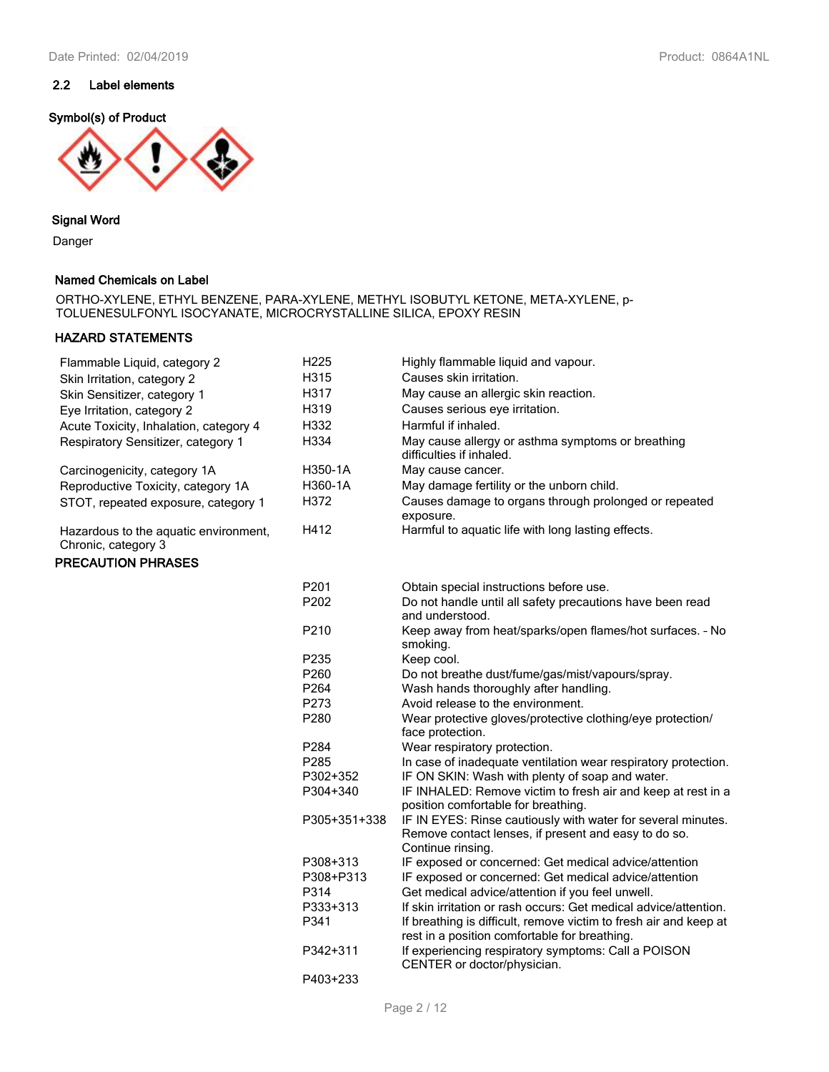## 2.2 Label elements

### Symbol(s) of Product

### Signal Word

Danger

### Named Chemicals on Label

ORTHO-XYLENE, ETHYL BENZENE, PARA-XYLENE, METHYL ISOBUTYL KETONE, META-XYLENE, p-TOLUENESULFONYL ISOCYANATE, MICROCRYSTALLINE SILICA, EPOXY RESIN

### HAZARD STATEMENTS

| | | |
|---|---|---|
| Flammable Liquid, category 2 | H225 | Highly flammable liquid and vapour. |
| Skin Irritation, category 2 | H315 | Causes skin irritation. |
| Skin Sensitizer, category 1 | H317 | May cause an allergic skin reaction. |
| Eye Irritation, category 2 | H319 | Causes serious eye irritation. |
| Acute Toxicity, Inhalation, category 4 | H332 | Harmful if inhaled. |
| Respiratory Sensitizer, category 1 | H334 | May cause allergy or asthma symptoms or breathing difficulties if inhaled. |
| Carcinogenicity, category 1A | H350-1A | May cause cancer. |
| Reproductive Toxicity, category 1A | H360-1A | May damage fertility or the unborn child. |
| STOT, repeated exposure, category 1 | H372 | Causes damage to organs through prolonged or repeated exposure. |
| Hazardous to the aquatic environment, Chronic, category 3 | H412 | Harmful to aquatic life with long lasting effects. |

### PRECAUTION PHRASES

| | |
|---|---|
| P201 | Obtain special instructions before use. |
| P202 | Do not handle until all safety precautions have been read and understood. |
| P210 | Keep away from heat/sparks/open flames/hot surfaces. - No smoking. |
| P235 | Keep cool. |
| P260 | Do not breathe dust/fume/gas/mist/vapours/spray. |
| P264 | Wash hands thoroughly after handling. |
| P273 | Avoid release to the environment. |
| P280 | Wear protective gloves/protective clothing/eye protection/ face protection. |
| P284 | Wear respiratory protection. |
| P285 | In case of inadequate ventilation wear respiratory protection. |
| P302+352 | IF ON SKIN: Wash with plenty of soap and water. |
| P304+340 | IF INHALED: Remove victim to fresh air and keep at rest in a position comfortable for breathing. |
| P305+351+338 | IF IN EYES: Rinse cautiously with water for several minutes. Remove contact lenses, if present and easy to do so. Continue rinsing. |
| P308+313 | IF exposed or concerned: Get medical advice/attention |
| P308+P313 | IF exposed or concerned: Get medical advice/attention |
| P314 | Get medical advice/attention if you feel unwell. |
| P333+313 | If skin irritation or rash occurs: Get medical advice/attention. |
| P341 | If breathing is difficult, remove victim to fresh air and keep at rest in a position comfortable for breathing. |
| P342+311 | If experiencing respiratory symptoms: Call a POISON CENTER or doctor/physician. |
| P403+233 | |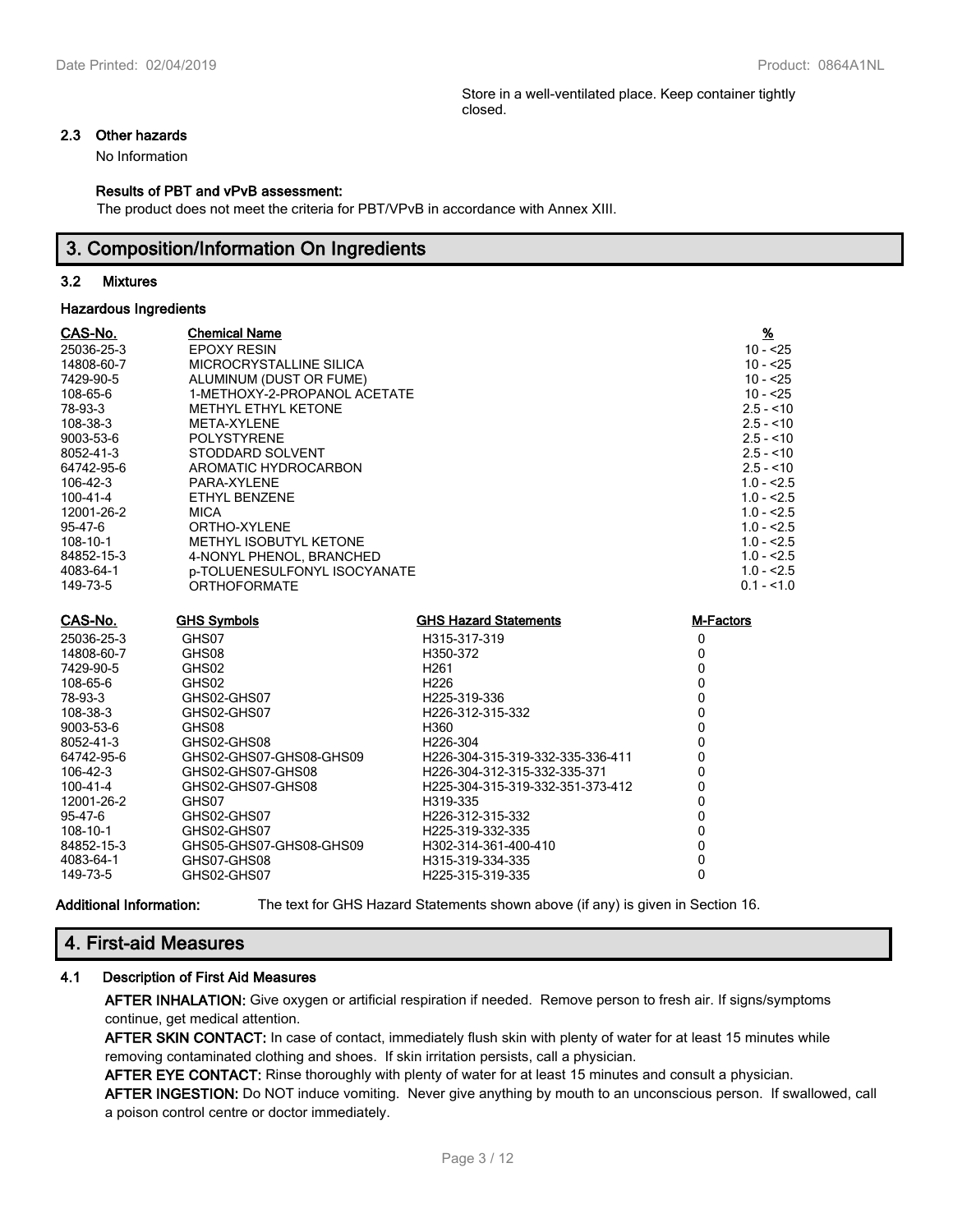Store in a well-ventilated place. Keep container tightly closed.

### 2.3 Other hazards

No Information

**Results of PBT and vPvB assessment:**

The product does not meet the criteria for PBT/VPvB in accordance with Annex XIII.

## 3. Composition/Information On Ingredients

### 3.2 Mixtures

**Hazardous Ingredients**

| CAS-No. | Chemical Name | % |
|---|---|---|
| 25036-25-3 | EPOXY RESIN | 10 - <25 |
| 14808-60-7 | MICROCRYSTALLINE SILICA | 10 - <25 |
| 7429-90-5 | ALUMINUM (DUST OR FUME) | 10 - <25 |
| 108-65-6 | 1-METHOXY-2-PROPANOL ACETATE | 10 - <25 |
| 78-93-3 | METHYL ETHYL KETONE | 2.5 - <10 |
| 108-38-3 | META-XYLENE | 2.5 - <10 |
| 9003-53-6 | POLYSTYRENE | 2.5 - <10 |
| 8052-41-3 | STODDARD SOLVENT | 2.5 - <10 |
| 64742-95-6 | AROMATIC HYDROCARBON | 2.5 - <10 |
| 106-42-3 | PARA-XYLENE | 1.0 - <2.5 |
| 100-41-4 | ETHYL BENZENE | 1.0 - <2.5 |
| 12001-26-2 | MICA | 1.0 - <2.5 |
| 95-47-6 | ORTHO-XYLENE | 1.0 - <2.5 |
| 108-10-1 | METHYL ISOBUTYL KETONE | 1.0 - <2.5 |
| 84852-15-3 | 4-NONYL PHENOL, BRANCHED | 1.0 - <2.5 |
| 4083-64-1 | p-TOLUENESULFONYL ISOCYANATE | 1.0 - <2.5 |
| 149-73-5 | ORTHOFORMATE | 0.1 - <1.0 |

| CAS-No. | GHS Symbols | GHS Hazard Statements | M-Factors |
|---|---|---|---|
| 25036-25-3 | GHS07 | H315-317-319 | 0 |
| 14808-60-7 | GHS08 | H350-372 | 0 |
| 7429-90-5 | GHS02 | H261 | 0 |
| 108-65-6 | GHS02 | H226 | 0 |
| 78-93-3 | GHS02-GHS07 | H225-319-336 | 0 |
| 108-38-3 | GHS02-GHS07 | H226-312-315-332 | 0 |
| 9003-53-6 | GHS08 | H360 | 0 |
| 8052-41-3 | GHS02-GHS08 | H226-304 | 0 |
| 64742-95-6 | GHS02-GHS07-GHS08-GHS09 | H226-304-315-319-332-335-336-411 | 0 |
| 106-42-3 | GHS02-GHS07-GHS08 | H226-304-312-315-332-335-371 | 0 |
| 100-41-4 | GHS02-GHS07-GHS08 | H225-304-315-319-332-351-373-412 | 0 |
| 12001-26-2 | GHS07 | H319-335 | 0 |
| 95-47-6 | GHS02-GHS07 | H226-312-315-332 | 0 |
| 108-10-1 | GHS02-GHS07 | H225-319-332-335 | 0 |
| 84852-15-3 | GHS05-GHS07-GHS08-GHS09 | H302-314-361-400-410 | 0 |
| 4083-64-1 | GHS07-GHS08 | H315-319-334-335 | 0 |
| 149-73-5 | GHS02-GHS07 | H225-315-319-335 | 0 |

**Additional Information:** The text for GHS Hazard Statements shown above (if any) is given in Section 16.

## 4. First-aid Measures

### 4.1 Description of First Aid Measures

**AFTER INHALATION:** Give oxygen or artificial respiration if needed. Remove person to fresh air. If signs/symptoms continue, get medical attention.

**AFTER SKIN CONTACT:** In case of contact, immediately flush skin with plenty of water for at least 15 minutes while removing contaminated clothing and shoes. If skin irritation persists, call a physician.

**AFTER EYE CONTACT:** Rinse thoroughly with plenty of water for at least 15 minutes and consult a physician.

**AFTER INGESTION:** Do NOT induce vomiting. Never give anything by mouth to an unconscious person. If swallowed, call a poison control centre or doctor immediately.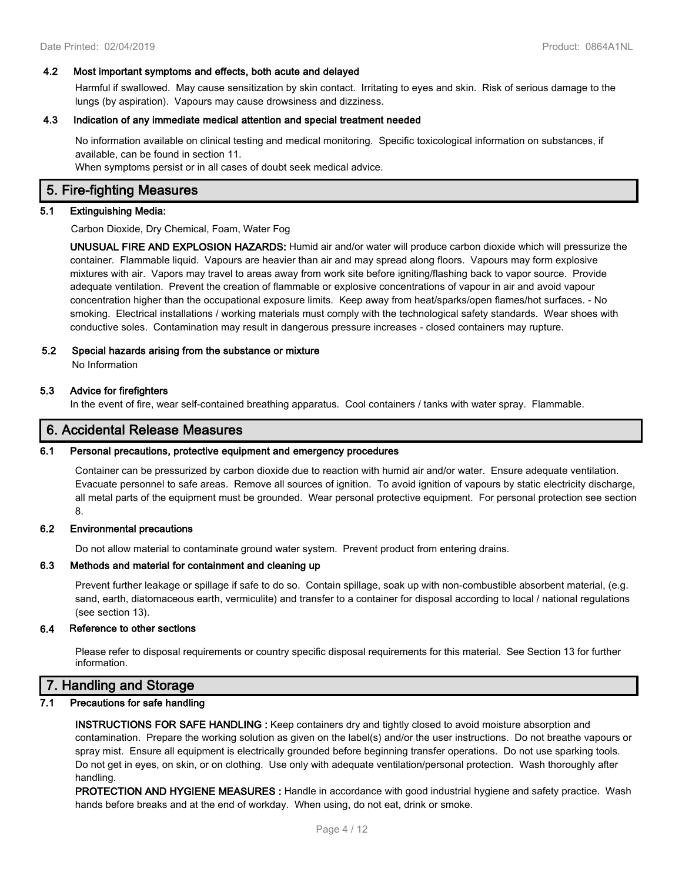#### 4.2 Most important symptoms and effects, both acute and delayed

Harmful if swallowed. May cause sensitization by skin contact. Irritating to eyes and skin. Risk of serious damage to the lungs (by aspiration). Vapours may cause drowsiness and dizziness.

#### 4.3 Indication of any immediate medical attention and special treatment needed

No information available on clinical testing and medical monitoring. Specific toxicological information on substances, if available, can be found in section 11.
When symptoms persist or in all cases of doubt seek medical advice.

## 5. Fire-fighting Measures

### 5.1 Extinguishing Media:

Carbon Dioxide, Dry Chemical, Foam, Water Fog

**UNUSUAL FIRE AND EXPLOSION HAZARDS:** Humid air and/or water will produce carbon dioxide which will pressurize the container. Flammable liquid. Vapours are heavier than air and may spread along floors. Vapours may form explosive mixtures with air. Vapors may travel to areas away from work site before igniting/flashing back to vapor source. Provide adequate ventilation. Prevent the creation of flammable or explosive concentrations of vapour in air and avoid vapour concentration higher than the occupational exposure limits. Keep away from heat/sparks/open flames/hot surfaces. - No smoking. Electrical installations / working materials must comply with the technological safety standards. Wear shoes with conductive soles. Contamination may result in dangerous pressure increases - closed containers may rupture.

### 5.2 Special hazards arising from the substance or mixture

No Information

### 5.3 Advice for firefighters

In the event of fire, wear self-contained breathing apparatus. Cool containers / tanks with water spray. Flammable.

## 6. Accidental Release Measures

### 6.1 Personal precautions, protective equipment and emergency procedures

Container can be pressurized by carbon dioxide due to reaction with humid air and/or water. Ensure adequate ventilation. Evacuate personnel to safe areas. Remove all sources of ignition. To avoid ignition of vapours by static electricity discharge, all metal parts of the equipment must be grounded. Wear personal protective equipment. For personal protection see section 8.

### 6.2 Environmental precautions

Do not allow material to contaminate ground water system. Prevent product from entering drains.

### 6.3 Methods and material for containment and cleaning up

Prevent further leakage or spillage if safe to do so. Contain spillage, soak up with non-combustible absorbent material, (e.g. sand, earth, diatomaceous earth, vermiculite) and transfer to a container for disposal according to local / national regulations (see section 13).

### 6.4 Reference to other sections

Please refer to disposal requirements or country specific disposal requirements for this material. See Section 13 for further information.

## 7. Handling and Storage

### 7.1 Precautions for safe handling

**INSTRUCTIONS FOR SAFE HANDLING :** Keep containers dry and tightly closed to avoid moisture absorption and contamination. Prepare the working solution as given on the label(s) and/or the user instructions. Do not breathe vapours or spray mist. Ensure all equipment is electrically grounded before beginning transfer operations. Do not use sparking tools. Do not get in eyes, on skin, or on clothing. Use only with adequate ventilation/personal protection. Wash thoroughly after handling.
**PROTECTION AND HYGIENE MEASURES :** Handle in accordance with good industrial hygiene and safety practice. Wash hands before breaks and at the end of workday. When using, do not eat, drink or smoke.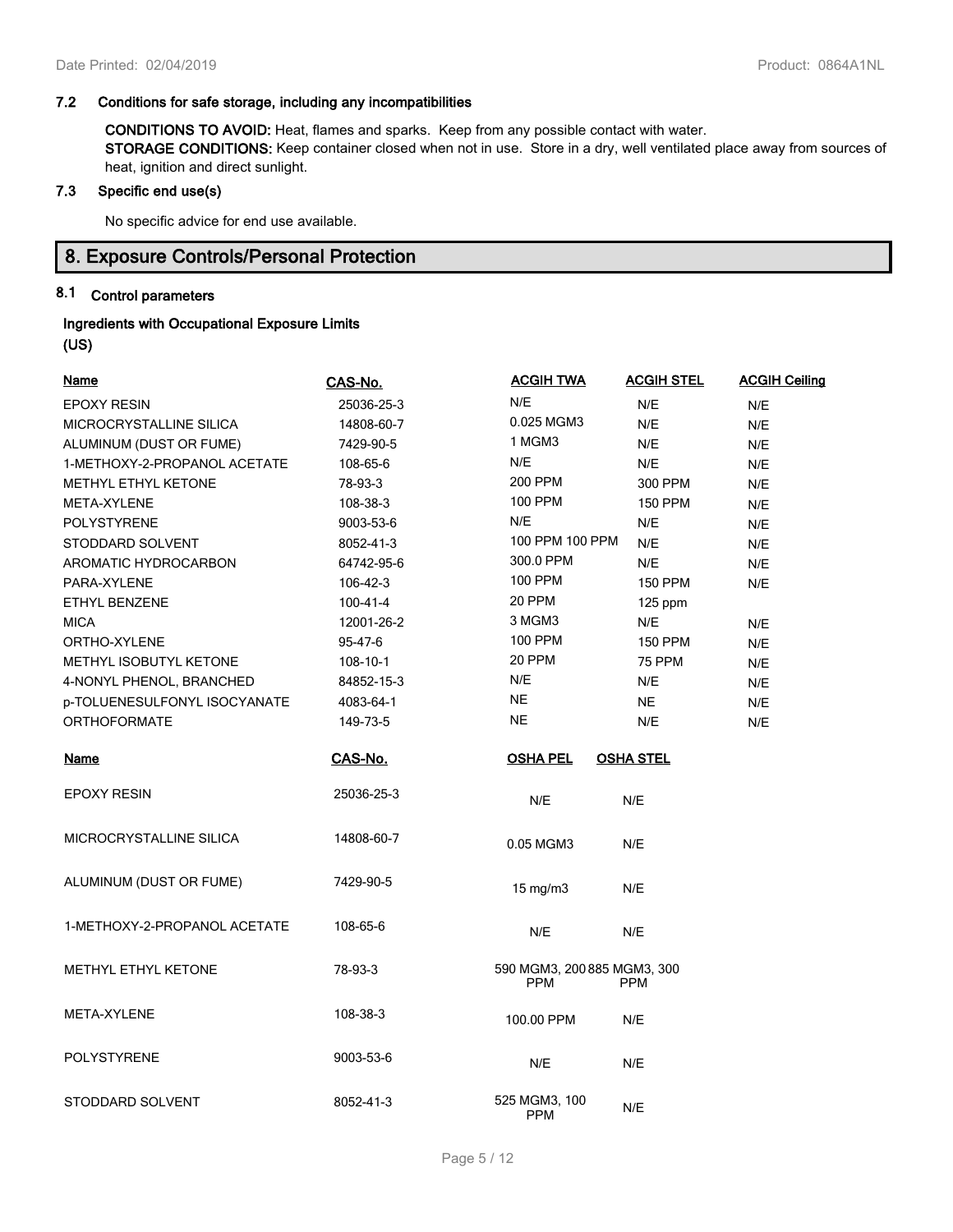### 7.2 Conditions for safe storage, including any incompatibilities

**CONDITIONS TO AVOID:** Heat, flames and sparks. Keep from any possible contact with water.
**STORAGE CONDITIONS:** Keep container closed when not in use. Store in a dry, well ventilated place away from sources of heat, ignition and direct sunlight.

### 7.3 Specific end use(s)

No specific advice for end use available.

## 8. Exposure Controls/Personal Protection

### 8.1 Control parameters

**Ingredients with Occupational Exposure Limits (US)**

| Name | CAS-No. | ACGIH TWA | ACGIH STEL | ACGIH Ceiling |
|---|---|---|---|---|
| EPOXY RESIN | 25036-25-3 | N/E | N/E | N/E |
| MICROCRYSTALLINE SILICA | 14808-60-7 | 0.025 MGM3 | N/E | N/E |
| ALUMINUM (DUST OR FUME) | 7429-90-5 | 1 MGM3 | N/E | N/E |
| 1-METHOXY-2-PROPANOL ACETATE | 108-65-6 | N/E | N/E | N/E |
| METHYL ETHYL KETONE | 78-93-3 | 200 PPM | 300 PPM | N/E |
| META-XYLENE | 108-38-3 | 100 PPM | 150 PPM | N/E |
| POLYSTYRENE | 9003-53-6 | N/E | N/E | N/E |
| STODDARD SOLVENT | 8052-41-3 | 100 PPM 100 PPM | N/E | N/E |
| AROMATIC HYDROCARBON | 64742-95-6 | 300.0 PPM | N/E | N/E |
| PARA-XYLENE | 106-42-3 | 100 PPM | 150 PPM | N/E |
| ETHYL BENZENE | 100-41-4 | 20 PPM | 125 ppm | |
| MICA | 12001-26-2 | 3 MGM3 | N/E | N/E |
| ORTHO-XYLENE | 95-47-6 | 100 PPM | 150 PPM | N/E |
| METHYL ISOBUTYL KETONE | 108-10-1 | 20 PPM | 75 PPM | N/E |
| 4-NONYL PHENOL, BRANCHED | 84852-15-3 | N/E | N/E | N/E |
| p-TOLUENESULFONYL ISOCYANATE | 4083-64-1 | NE | NE | N/E |
| ORTHOFORMATE | 149-73-5 | NE | N/E | N/E |

| Name | CAS-No. | OSHA PEL | OSHA STEL |
|---|---|---|---|
| EPOXY RESIN | 25036-25-3 | N/E | N/E |
| MICROCRYSTALLINE SILICA | 14808-60-7 | 0.05 MGM3 | N/E |
| ALUMINUM (DUST OR FUME) | 7429-90-5 | 15 mg/m3 | N/E |
| 1-METHOXY-2-PROPANOL ACETATE | 108-65-6 | N/E | N/E |
| METHYL ETHYL KETONE | 78-93-3 | 590 MGM3, 200 PPM | 885 MGM3, 300 PPM |
| META-XYLENE | 108-38-3 | 100.00 PPM | N/E |
| POLYSTYRENE | 9003-53-6 | N/E | N/E |
| STODDARD SOLVENT | 8052-41-3 | 525 MGM3, 100 PPM | N/E |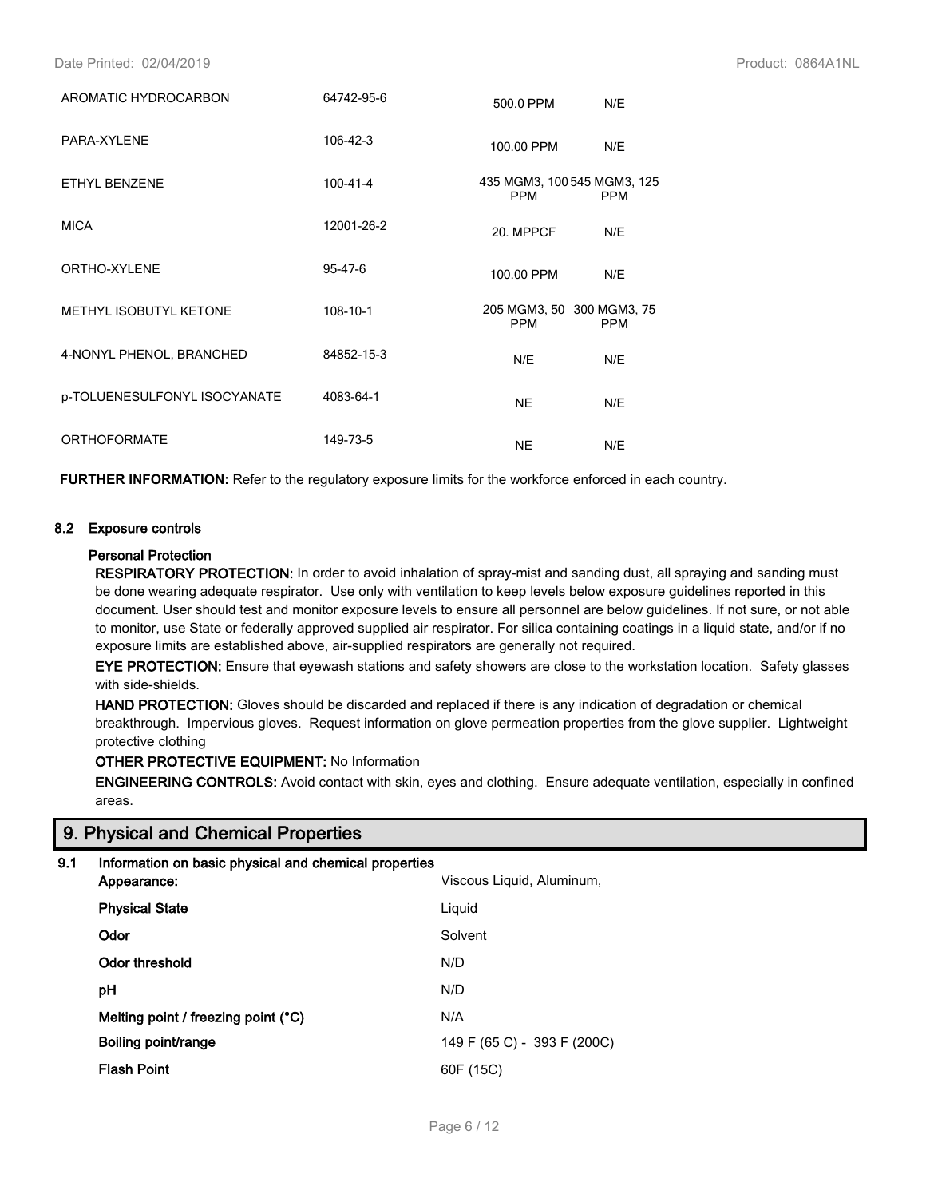| | | | |
|---|---|---|---|
| AROMATIC HYDROCARBON | 64742-95-6 | 500.0 PPM | N/E |
| PARA-XYLENE | 106-42-3 | 100.00 PPM | N/E |
| ETHYL BENZENE | 100-41-4 | 435 MGM3, 100 PPM | 545 MGM3, 125 PPM |
| MICA | 12001-26-2 | 20. MPPCF | N/E |
| ORTHO-XYLENE | 95-47-6 | 100.00 PPM | N/E |
| METHYL ISOBUTYL KETONE | 108-10-1 | 205 MGM3, 50 PPM | 300 MGM3, 75 PPM |
| 4-NONYL PHENOL, BRANCHED | 84852-15-3 | N/E | N/E |
| p-TOLUENESULFONYL ISOCYANATE | 4083-64-1 | NE | N/E |
| ORTHOFORMATE | 149-73-5 | NE | N/E |

**FURTHER INFORMATION:** Refer to the regulatory exposure limits for the workforce enforced in each country.

### 8.2 Exposure controls

**Personal Protection**

**RESPIRATORY PROTECTION:** In order to avoid inhalation of spray-mist and sanding dust, all spraying and sanding must be done wearing adequate respirator. Use only with ventilation to keep levels below exposure guidelines reported in this document. User should test and monitor exposure levels to ensure all personnel are below guidelines. If not sure, or not able to monitor, use State or federally approved supplied air respirator. For silica containing coatings in a liquid state, and/or if no exposure limits are established above, air-supplied respirators are generally not required.

**EYE PROTECTION:** Ensure that eyewash stations and safety showers are close to the workstation location. Safety glasses with side-shields.

**HAND PROTECTION:** Gloves should be discarded and replaced if there is any indication of degradation or chemical breakthrough. Impervious gloves. Request information on glove permeation properties from the glove supplier. Lightweight protective clothing

**OTHER PROTECTIVE EQUIPMENT:** No Information

**ENGINEERING CONTROLS:** Avoid contact with skin, eyes and clothing. Ensure adequate ventilation, especially in confined areas.

## 9. Physical and Chemical Properties

### 9.1 Information on basic physical and chemical properties

| | |
|---|---|
| **Appearance:** | Viscous Liquid, Aluminum, |
| **Physical State** | Liquid |
| **Odor** | Solvent |
| **Odor threshold** | N/D |
| **pH** | N/D |
| **Melting point / freezing point (°C)** | N/A |
| **Boiling point/range** | 149 F (65 C) - 393 F (200C) |
| **Flash Point** | 60F (15C) |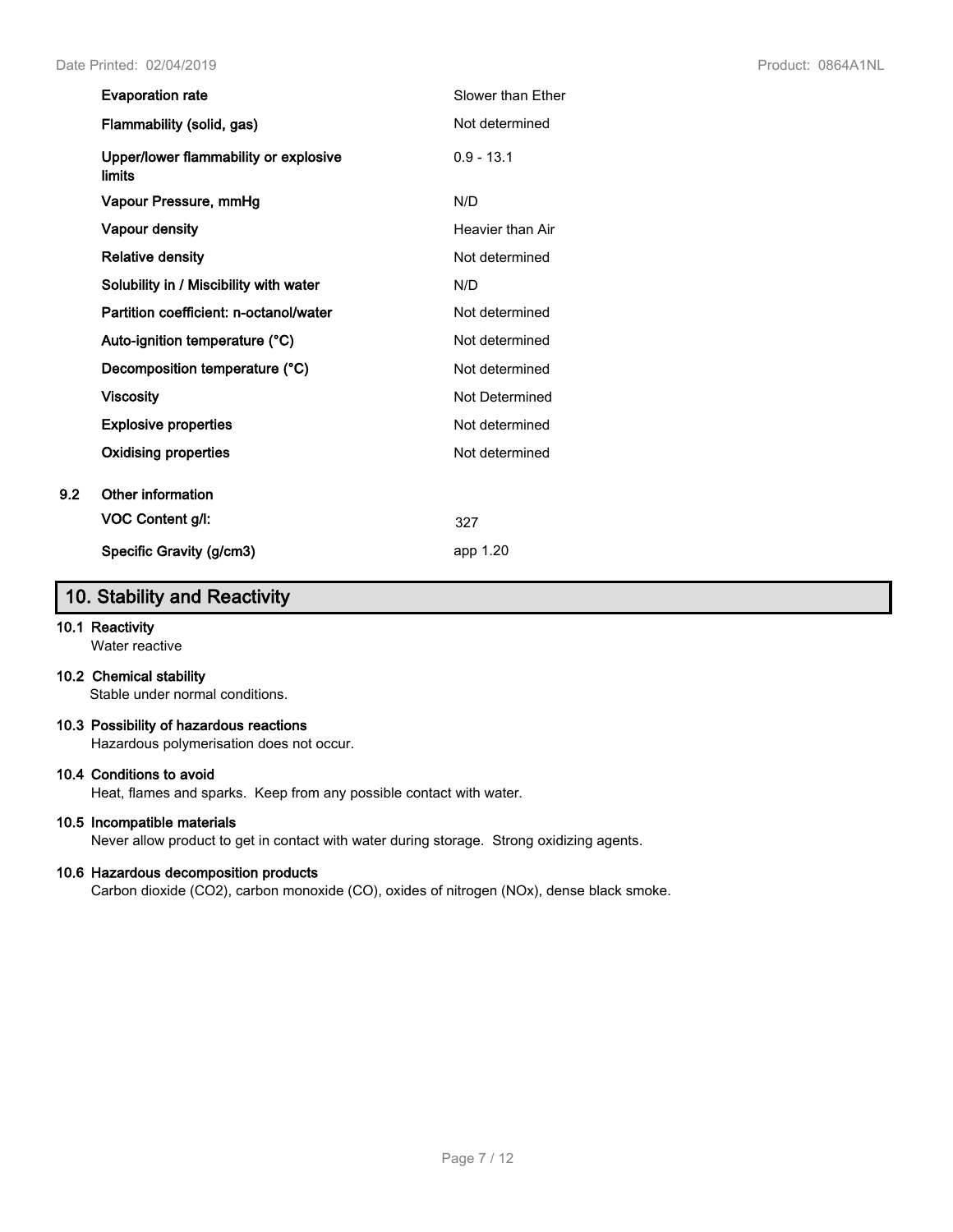| | |
|---|---|
| **Evaporation rate** | Slower than Ether |
| **Flammability (solid, gas)** | Not determined |
| **Upper/lower flammability or explosive limits** | 0.9 - 13.1 |
| **Vapour Pressure, mmHg** | N/D |
| **Vapour density** | Heavier than Air |
| **Relative density** | Not determined |
| **Solubility in / Miscibility with water** | N/D |
| **Partition coefficient: n-octanol/water** | Not determined |
| **Auto-ignition temperature (°C)** | Not determined |
| **Decomposition temperature (°C)** | Not determined |
| **Viscosity** | Not Determined |
| **Explosive properties** | Not determined |
| **Oxidising properties** | Not determined |

**9.2 Other information**

| | |
|---|---|
| **VOC Content g/l:** | 327 |
| **Specific Gravity (g/cm3)** | app 1.20 |

## 10. Stability and Reactivity

**10.1 Reactivity**

Water reactive

**10.2 Chemical stability**

Stable under normal conditions.

**10.3 Possibility of hazardous reactions**

Hazardous polymerisation does not occur.

**10.4 Conditions to avoid**

Heat, flames and sparks. Keep from any possible contact with water.

**10.5 Incompatible materials**

Never allow product to get in contact with water during storage. Strong oxidizing agents.

**10.6 Hazardous decomposition products**

Carbon dioxide ($CO_2$), carbon monoxide (CO), oxides of nitrogen ($NO_x$), dense black smoke.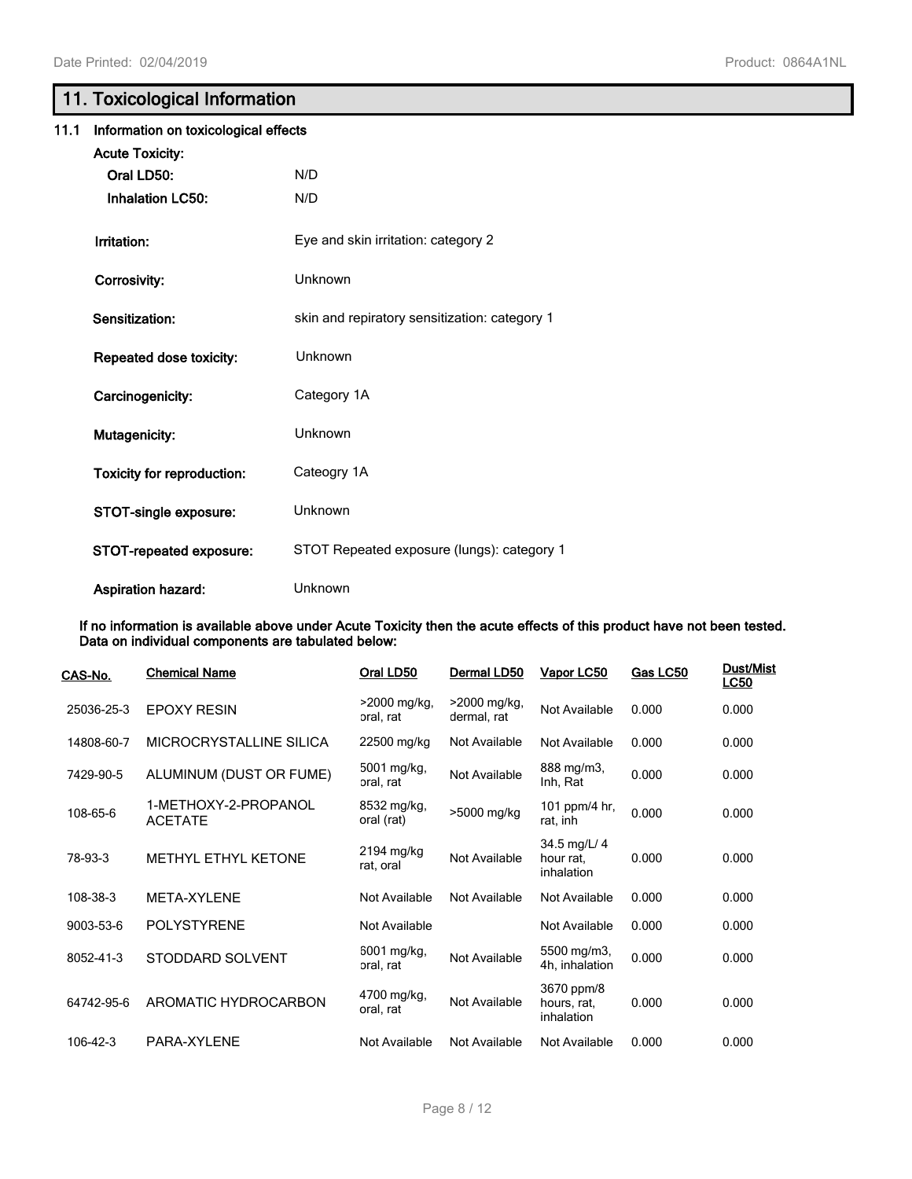## 11. Toxicological Information

### 11.1 Information on toxicological effects

**Acute Toxicity:**

| | |
|---|---|
| **Oral LD50:** | N/D |
| **Inhalation LC50:** | N/D |
| **Irritation:** | Eye and skin irritation: category 2 |
| **Corrosivity:** | Unknown |
| **Sensitization:** | skin and repiratory sensitization: category 1 |
| **Repeated dose toxicity:** | Unknown |
| **Carcinogenicity:** | Category 1A |
| **Mutagenicity:** | Unknown |
| **Toxicity for reproduction:** | Cateogry 1A |
| **STOT-single exposure:** | Unknown |
| **STOT-repeated exposure:** | STOT Repeated exposure (lungs): category 1 |
| **Aspiration hazard:** | Unknown |

**If no information is available above under Acute Toxicity then the acute effects of this product have not been tested. Data on individual components are tabulated below:**

| CAS-No. | Chemical Name | Oral LD50 | Dermal LD50 | Vapor LC50 | Gas LC50 | Dust/Mist LC50 |
|---|---|---|---|---|---|---|
| 25036-25-3 | EPOXY RESIN | >2000 mg/kg, oral, rat | >2000 mg/kg, dermal, rat | Not Available | 0.000 | 0.000 |
| 14808-60-7 | MICROCRYSTALLINE SILICA | 22500 mg/kg | Not Available | Not Available | 0.000 | 0.000 |
| 7429-90-5 | ALUMINUM (DUST OR FUME) | 5001 mg/kg, oral, rat | Not Available | 888 mg/m3, Inh, Rat | 0.000 | 0.000 |
| 108-65-6 | 1-METHOXY-2-PROPANOL ACETATE | 8532 mg/kg, oral (rat) | >5000 mg/kg | 101 ppm/4 hr, rat, inh | 0.000 | 0.000 |
| 78-93-3 | METHYL ETHYL KETONE | 2194 mg/kg rat, oral | Not Available | 34.5 mg/L/ 4 hour rat, inhalation | 0.000 | 0.000 |
| 108-38-3 | META-XYLENE | Not Available | Not Available | Not Available | 0.000 | 0.000 |
| 9003-53-6 | POLYSTYRENE | Not Available | | Not Available | 0.000 | 0.000 |
| 8052-41-3 | STODDARD SOLVENT | 6001 mg/kg, oral, rat | Not Available | 5500 mg/m3, 4h, inhalation | 0.000 | 0.000 |
| 64742-95-6 | AROMATIC HYDROCARBON | 4700 mg/kg, oral, rat | Not Available | 3670 ppm/8 hours, rat, inhalation | 0.000 | 0.000 |
| 106-42-3 | PARA-XYLENE | Not Available | Not Available | Not Available | 0.000 | 0.000 |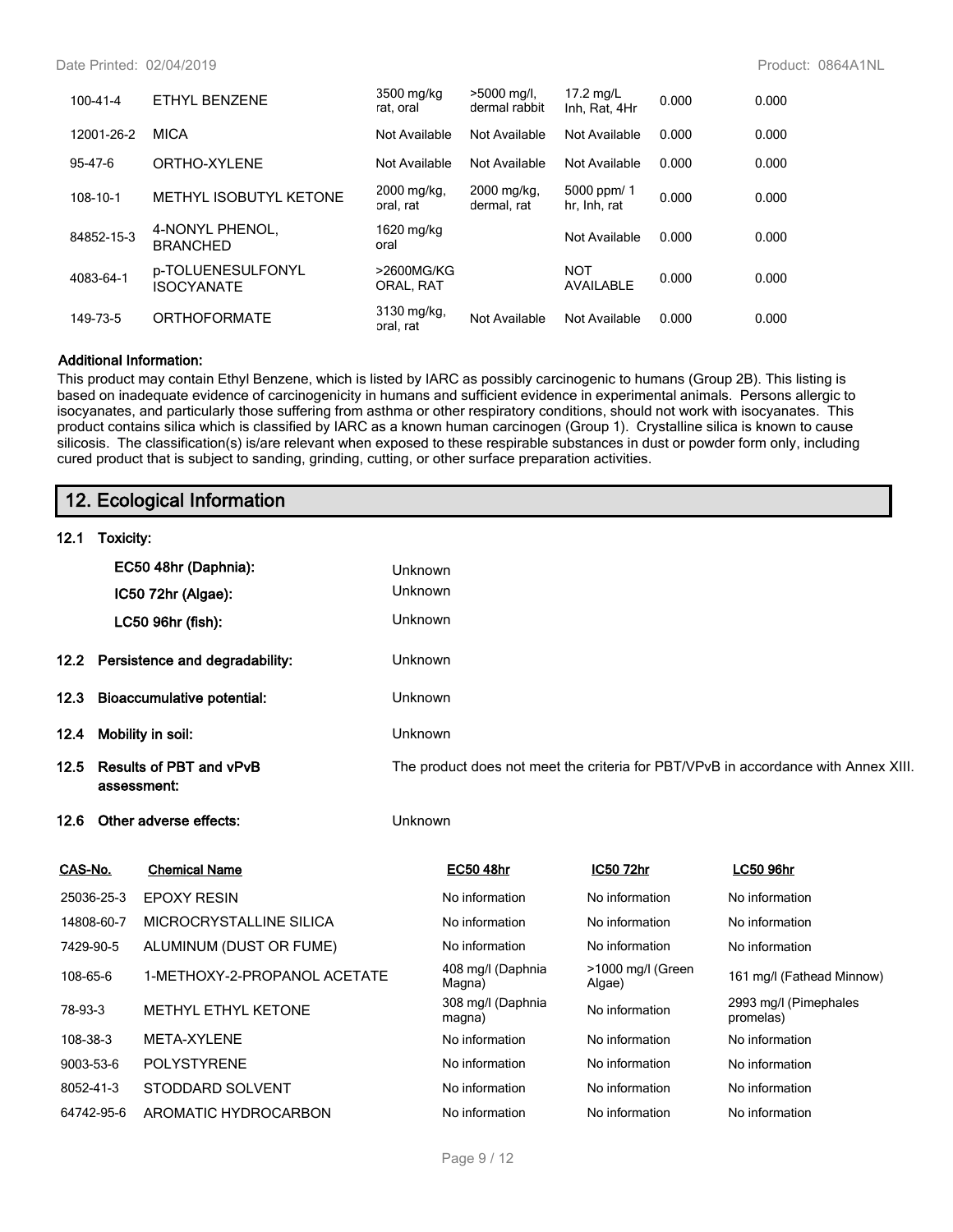| | | | | | | |
|---|---|---|---|---|---|---|
| 100-41-4 | ETHYL BENZENE | 3500 mg/kg rat, oral | >5000 mg/l, dermal rabbit | 17.2 mg/L Inh, Rat, 4Hr | 0.000 | 0.000 |
| 12001-26-2 | MICA | Not Available | Not Available | Not Available | 0.000 | 0.000 |
| 95-47-6 | ORTHO-XYLENE | Not Available | Not Available | Not Available | 0.000 | 0.000 |
| 108-10-1 | METHYL ISOBUTYL KETONE | 2000 mg/kg, oral, rat | 2000 mg/kg, dermal, rat | 5000 ppm/ 1 hr, Inh, rat | 0.000 | 0.000 |
| 84852-15-3 | 4-NONYL PHENOL, BRANCHED | 1620 mg/kg oral | | Not Available | 0.000 | 0.000 |
| 4083-64-1 | p-TOLUENESULFONYL ISOCYANATE | >2600MG/KG ORAL, RAT | | NOT AVAILABLE | 0.000 | 0.000 |
| 149-73-5 | ORTHOFORMATE | 3130 mg/kg, oral, rat | Not Available | Not Available | 0.000 | 0.000 |

**Additional Information:**

This product may contain Ethyl Benzene, which is listed by IARC as possibly carcinogenic to humans (Group 2B). This listing is based on inadequate evidence of carcinogenicity in humans and sufficient evidence in experimental animals. Persons allergic to isocyanates, and particularly those suffering from asthma or other respiratory conditions, should not work with isocyanates. This product contains silica which is classified by IARC as a known human carcinogen (Group 1). Crystalline silica is known to cause silicosis. The classification(s) is/are relevant when exposed to these respirable substances in dust or powder form only, including cured product that is subject to sanding, grinding, cutting, or other surface preparation activities.

## 12. Ecological Information

**12.1 Toxicity:**

**EC50 48hr (Daphnia):** Unknown

**IC50 72hr (Algae):** Unknown

**LC50 96hr (fish):** Unknown

**12.2 Persistence and degradability:** Unknown

**12.3 Bioaccumulative potential:** Unknown

**12.4 Mobility in soil:** Unknown

**12.5 Results of PBT and vPvB assessment:** The product does not meet the criteria for PBT/VPvB in accordance with Annex XIII.

**12.6 Other adverse effects:** Unknown

| CAS-No. | Chemical Name | EC50 48hr | IC50 72hr | LC50 96hr |
|---|---|---|---|---|
| 25036-25-3 | EPOXY RESIN | No information | No information | No information |
| 14808-60-7 | MICROCRYSTALLINE SILICA | No information | No information | No information |
| 7429-90-5 | ALUMINUM (DUST OR FUME) | No information | No information | No information |
| 108-65-6 | 1-METHOXY-2-PROPANOL ACETATE | 408 mg/l (Daphnia Magna) | >1000 mg/l (Green Algae) | 161 mg/l (Fathead Minnow) |
| 78-93-3 | METHYL ETHYL KETONE | 308 mg/l (Daphnia magna) | No information | 2993 mg/l (Pimephales promelas) |
| 108-38-3 | META-XYLENE | No information | No information | No information |
| 9003-53-6 | POLYSTYRENE | No information | No information | No information |
| 8052-41-3 | STODDARD SOLVENT | No information | No information | No information |
| 64742-95-6 | AROMATIC HYDROCARBON | No information | No information | No information |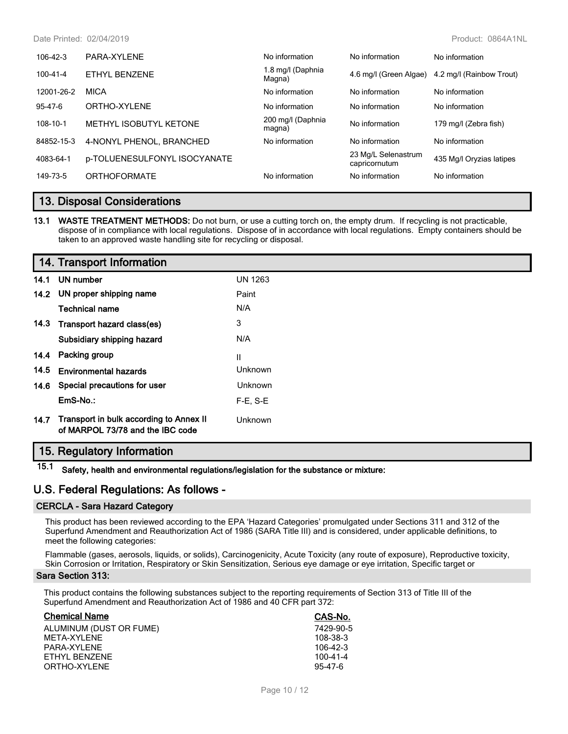| | | | | |
|---|---|---|---|---|
| 106-42-3 | PARA-XYLENE | No information | No information | No information |
| 100-41-4 | ETHYL BENZENE | 1.8 mg/l (Daphnia Magna) | 4.6 mg/l (Green Algae) | 4.2 mg/l (Rainbow Trout) |
| 12001-26-2 | MICA | No information | No information | No information |
| 95-47-6 | ORTHO-XYLENE | No information | No information | No information |
| 108-10-1 | METHYL ISOBUTYL KETONE | 200 mg/l (Daphnia magna) | No information | 179 mg/l (Zebra fish) |
| 84852-15-3 | 4-NONYL PHENOL, BRANCHED | No information | No information | No information |
| 4083-64-1 | p-TOLUENESULFONYL ISOCYANATE | | 23 Mg/L Selenastrum capricornutum | 435 Mg/l Oryzias latipes |
| 149-73-5 | ORTHOFORMATE | No information | No information | No information |

## 13. Disposal Considerations

**13.1 WASTE TREATMENT METHODS:** Do not burn, or use a cutting torch on, the empty drum. If recycling is not practicable, dispose of in compliance with local regulations. Dispose of in accordance with local regulations. Empty containers should be taken to an approved waste handling site for recycling or disposal.

## 14. Transport Information

| | | |
|---|---|---|
| **14.1** | **UN number** | UN 1263 |
| **14.2** | **UN proper shipping name** | Paint |
| | **Technical name** | N/A |
| **14.3** | **Transport hazard class(es)** | 3 |
| | **Subsidiary shipping hazard** | N/A |
| **14.4** | **Packing group** | II |
| **14.5** | **Environmental hazards** | Unknown |
| **14.6** | **Special precautions for user** | Unknown |
| | **EmS-No.:** | F-E, S-E |
| **14.7** | **Transport in bulk according to Annex II of MARPOL 73/78 and the IBC code** | Unknown |

## 15. Regulatory Information

**15.1 Safety, health and environmental regulations/legislation for the substance or mixture:**

## U.S. Federal Regulations: As follows -

### CERCLA - Sara Hazard Category

This product has been reviewed according to the EPA 'Hazard Categories' promulgated under Sections 311 and 312 of the Superfund Amendment and Reauthorization Act of 1986 (SARA Title III) and is considered, under applicable definitions, to meet the following categories:

Flammable (gases, aerosols, liquids, or solids), Carcinogenicity, Acute Toxicity (any route of exposure), Reproductive toxicity, Skin Corrosion or Irritation, Respiratory or Skin Sensitization, Serious eye damage or eye irritation, Specific target or

### Sara Section 313:

This product contains the following substances subject to the reporting requirements of Section 313 of Title III of the Superfund Amendment and Reauthorization Act of 1986 and 40 CFR part 372:

| Chemical Name | CAS-No. |
|---|---|
| ALUMINUM (DUST OR FUME) | 7429-90-5 |
| META-XYLENE | 108-38-3 |
| PARA-XYLENE | 106-42-3 |
| ETHYL BENZENE | 100-41-4 |
| ORTHO-XYLENE | 95-47-6 |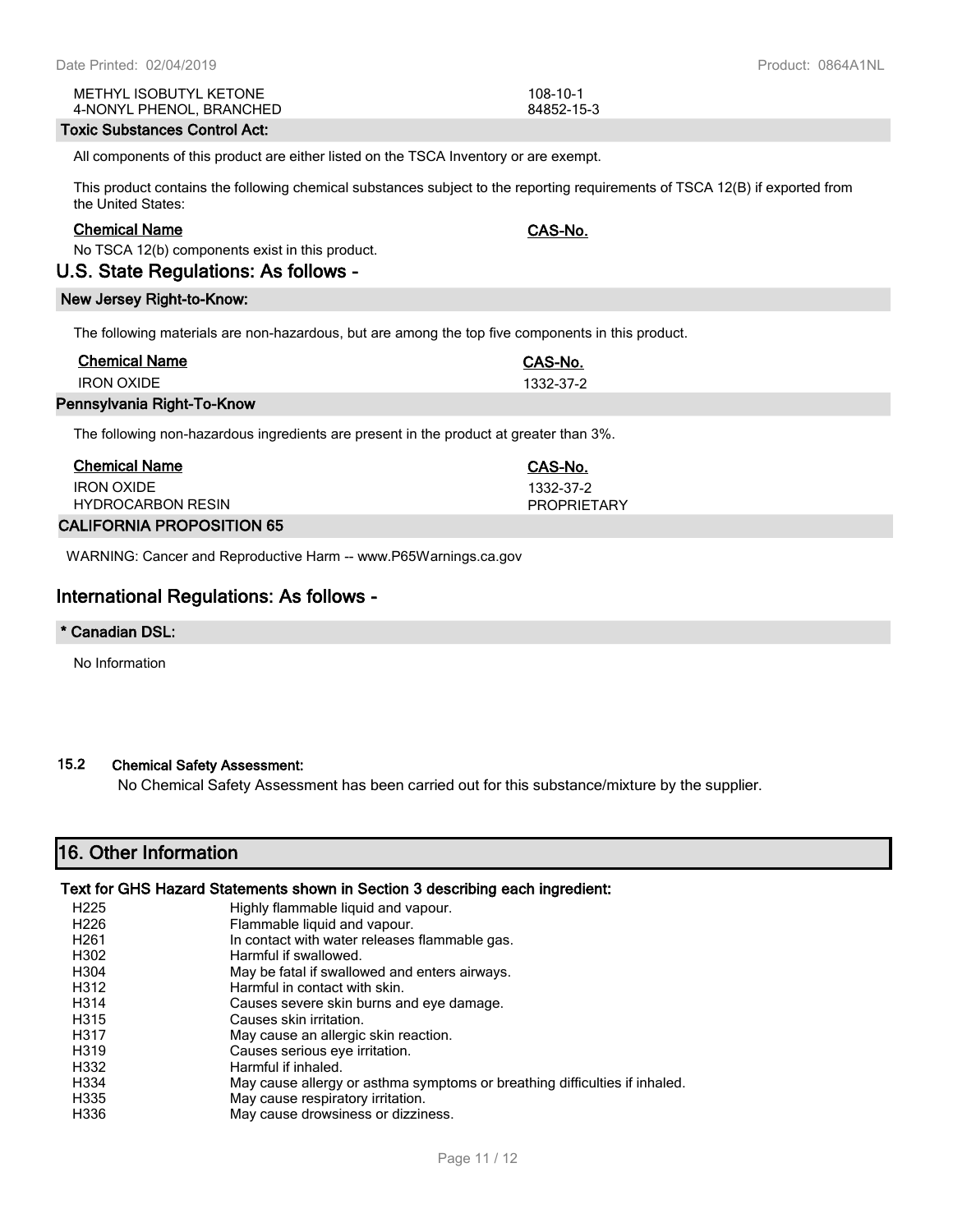| | |
|---|---|
| METHYL ISOBUTYL KETONE | 108-10-1 |
| 4-NONYL PHENOL, BRANCHED | 84852-15-3 |

**Toxic Substances Control Act:**

All components of this product are either listed on the TSCA Inventory or are exempt.

This product contains the following chemical substances subject to the reporting requirements of TSCA 12(B) if exported from the United States:

| Chemical Name | CAS-No. |
|---|---|

No TSCA 12(b) components exist in this product.

## U.S. State Regulations: As follows -

**New Jersey Right-to-Know:**

The following materials are non-hazardous, but are among the top five components in this product.

| Chemical Name | CAS-No. |
|---|---|
| IRON OXIDE | 1332-37-2 |

**Pennsylvania Right-To-Know**

The following non-hazardous ingredients are present in the product at greater than 3%.

| Chemical Name | CAS-No. |
|---|---|
| IRON OXIDE | 1332-37-2 |
| HYDROCARBON RESIN | PROPRIETARY |

**CALIFORNIA PROPOSITION 65**

WARNING: Cancer and Reproductive Harm -- www.P65Warnings.ca.gov

## International Regulations: As follows -

**\* Canadian DSL:**

No Information

**15.2 Chemical Safety Assessment:**

No Chemical Safety Assessment has been carried out for this substance/mixture by the supplier.

## 16. Other Information

**Text for GHS Hazard Statements shown in Section 3 describing each ingredient:**

| | |
|---|---|
| H225 | Highly flammable liquid and vapour. |
| H226 | Flammable liquid and vapour. |
| H261 | In contact with water releases flammable gas. |
| H302 | Harmful if swallowed. |
| H304 | May be fatal if swallowed and enters airways. |
| H312 | Harmful in contact with skin. |
| H314 | Causes severe skin burns and eye damage. |
| H315 | Causes skin irritation. |
| H317 | May cause an allergic skin reaction. |
| H319 | Causes serious eye irritation. |
| H332 | Harmful if inhaled. |
| H334 | May cause allergy or asthma symptoms or breathing difficulties if inhaled. |
| H335 | May cause respiratory irritation. |
| H336 | May cause drowsiness or dizziness. |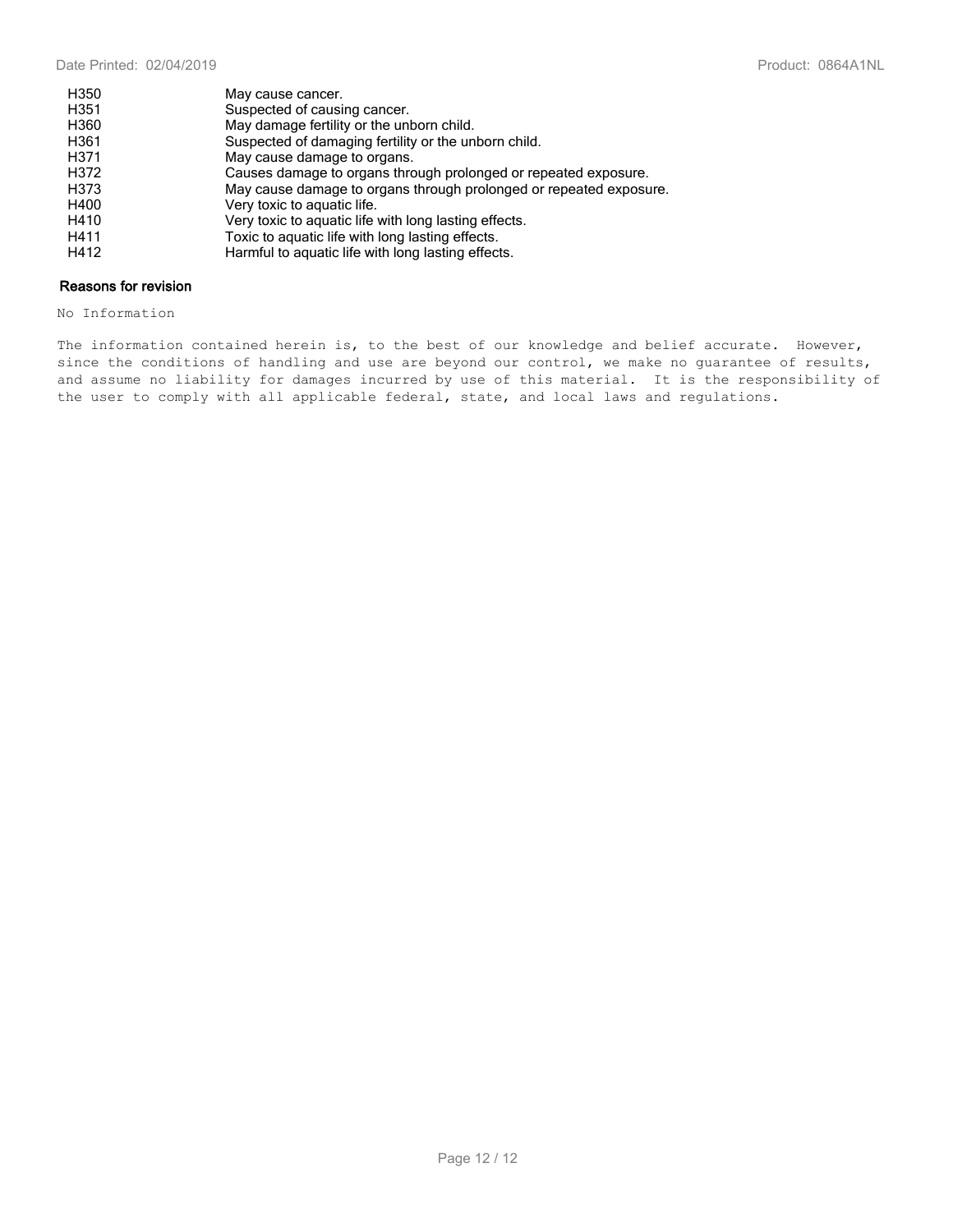| | |
|---|---|
| H350 | May cause cancer. |
| H351 | Suspected of causing cancer. |
| H360 | May damage fertility or the unborn child. |
| H361 | Suspected of damaging fertility or the unborn child. |
| H371 | May cause damage to organs. |
| H372 | Causes damage to organs through prolonged or repeated exposure. |
| H373 | May cause damage to organs through prolonged or repeated exposure. |
| H400 | Very toxic to aquatic life. |
| H410 | Very toxic to aquatic life with long lasting effects. |
| H411 | Toxic to aquatic life with long lasting effects. |
| H412 | Harmful to aquatic life with long lasting effects. |

### Reasons for revision

No Information

The information contained herein is, to the best of our knowledge and belief accurate. However, since the conditions of handling and use are beyond our control, we make no guarantee of results, and assume no liability for damages incurred by use of this material. It is the responsibility of the user to comply with all applicable federal, state, and local laws and regulations.